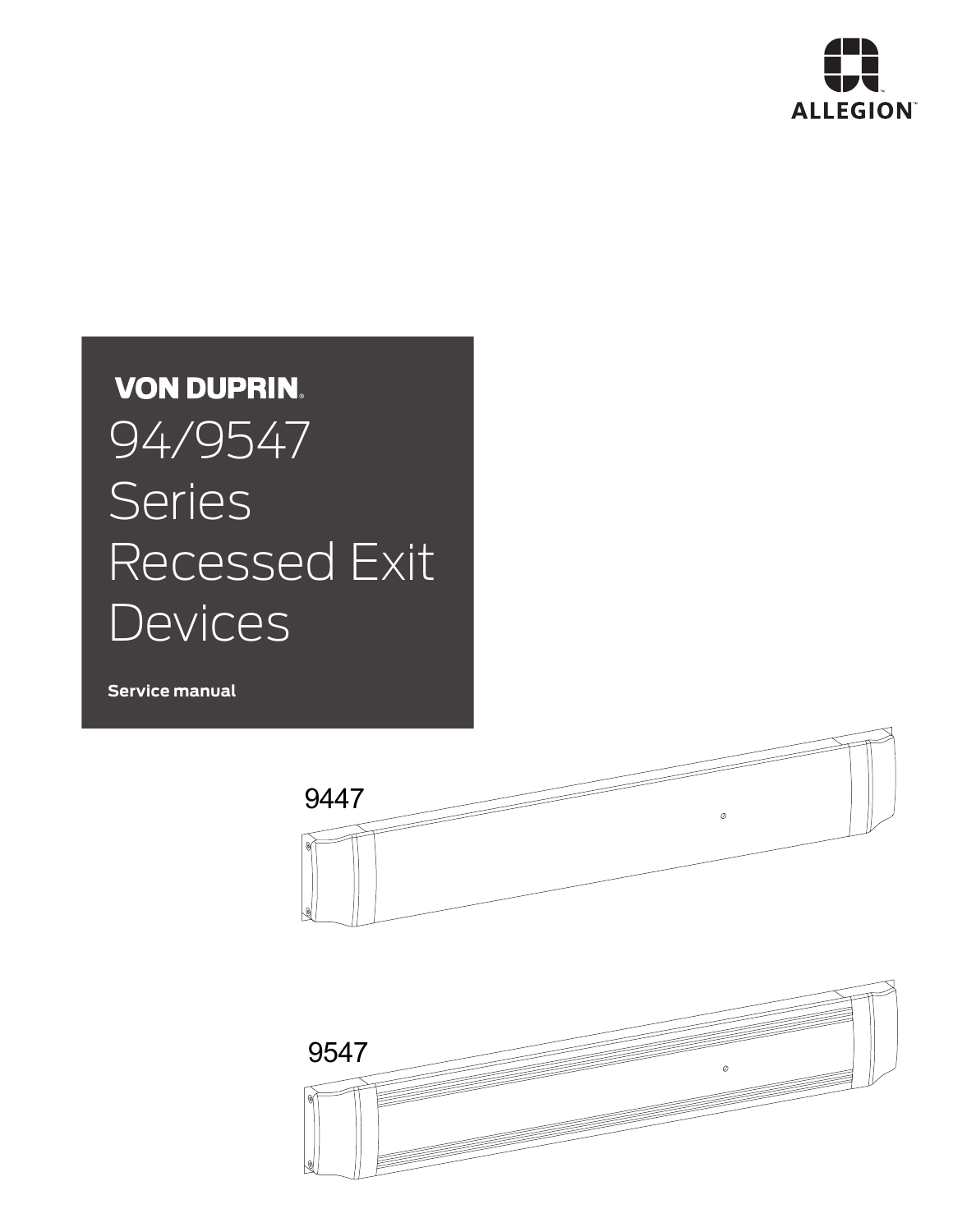ALLEGION

VON DUPRIN

# 94/9547 Series Recessed Exit Devices

**Service manual**

9447

9547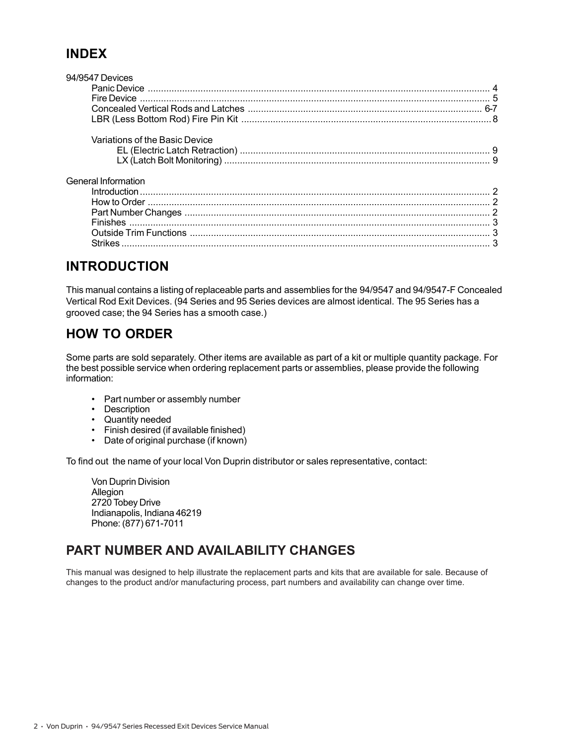## INDEX

94/9547 Devices

- Panic Device ... 4
- Fire Device ... 5
- Concealed Vertical Rods and Latches ... 6-7
- LBR (Less Bottom Rod) Fire Pin Kit ... 8

Variations of the Basic Device

- EL (Electric Latch Retraction) ... 9
- LX (Latch Bolt Monitoring) ... 9

General Information

- Introduction ... 2
- How to Order ... 2
- Part Number Changes ... 2
- Finishes ... 3
- Outside Trim Functions ... 3
- Strikes ... 3

## INTRODUCTION

This manual contains a listing of replaceable parts and assemblies for the 94/9547 and 94/9547-F Concealed Vertical Rod Exit Devices. (94 Series and 95 Series devices are almost identical. The 95 Series has a grooved case; the 94 Series has a smooth case.)

## HOW TO ORDER

Some parts are sold separately. Other items are available as part of a kit or multiple quantity package. For the best possible service when ordering replacement parts or assemblies, please provide the following information:

- Part number or assembly number
- Description
- Quantity needed
- Finish desired (if available finished)
- Date of original purchase (if known)

To find out the name of your local Von Duprin distributor or sales representative, contact:

Von Duprin Division
Allegion
2720 Tobey Drive
Indianapolis, Indiana 46219
Phone: (877) 671-7011

## PART NUMBER AND AVAILABILITY CHANGES

This manual was designed to help illustrate the replacement parts and kits that are available for sale. Because of changes to the product and/or manufacturing process, part numbers and availability can change over time.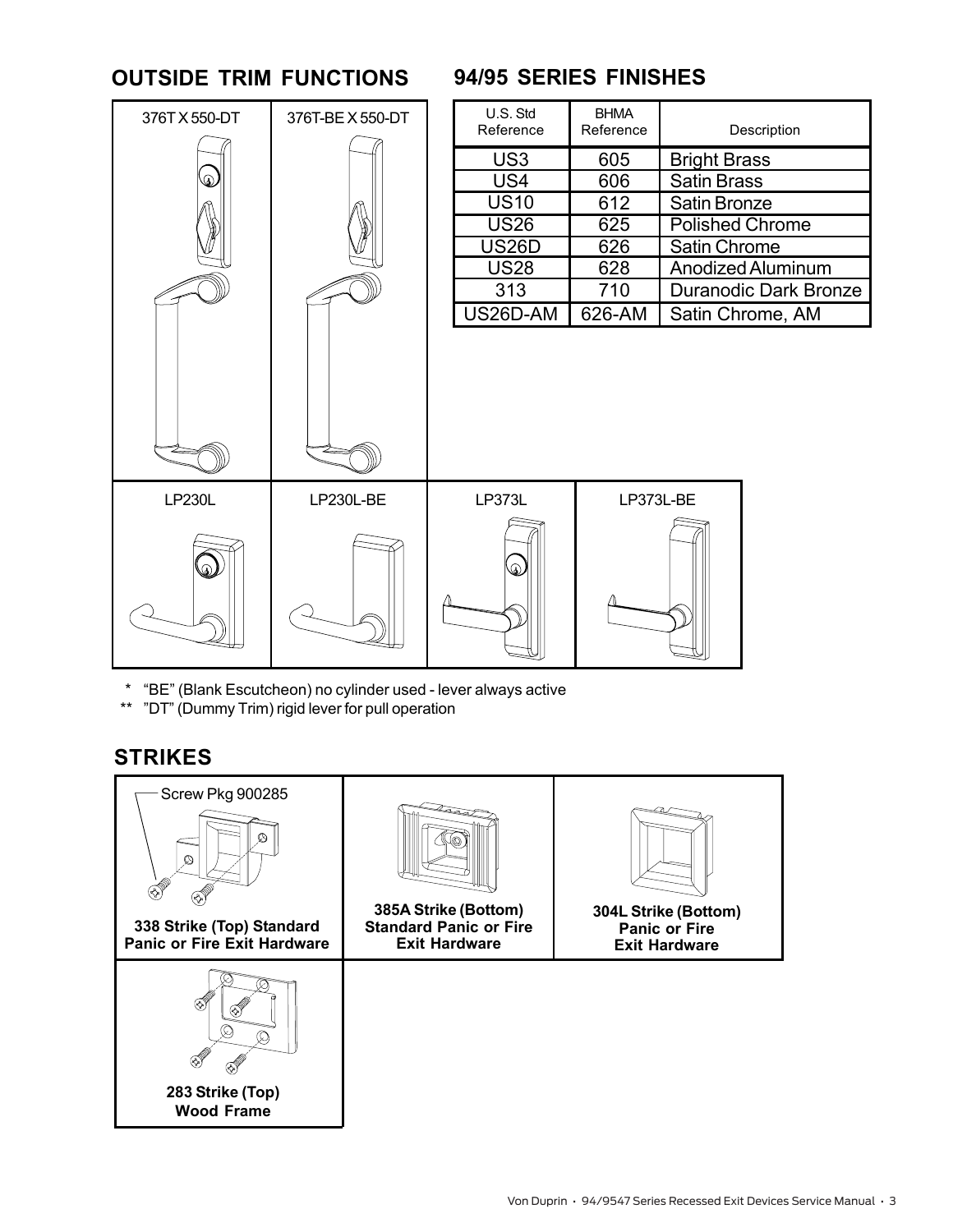## OUTSIDE TRIM FUNCTIONS

376T X 550-DT

376T-BE X 550-DT

LP230L

LP230L-BE

LP373L

LP373L-BE

\* "BE" (Blank Escutcheon) no cylinder used - lever always active

\*\* "DT" (Dummy Trim) rigid lever for pull operation

## 94/95 SERIES FINISHES

| U.S. Std Reference | BHMA Reference | Description |
|---|---|---|
| US3 | 605 | Bright Brass |
| US4 | 606 | Satin Brass |
| US10 | 612 | Satin Bronze |
| US26 | 625 | Polished Chrome |
| US26D | 626 | Satin Chrome |
| US28 | 628 | Anodized Aluminum |
| 313 | 710 | Duranodic Dark Bronze |
| US26D-AM | 626-AM | Satin Chrome, AM |

## STRIKES

Screw Pkg 900285

**338 Strike (Top) Standard Panic or Fire Exit Hardware**

**385A Strike (Bottom) Standard Panic or Fire Exit Hardware**

**304L Strike (Bottom) Panic or Fire Exit Hardware**

**283 Strike (Top) Wood Frame**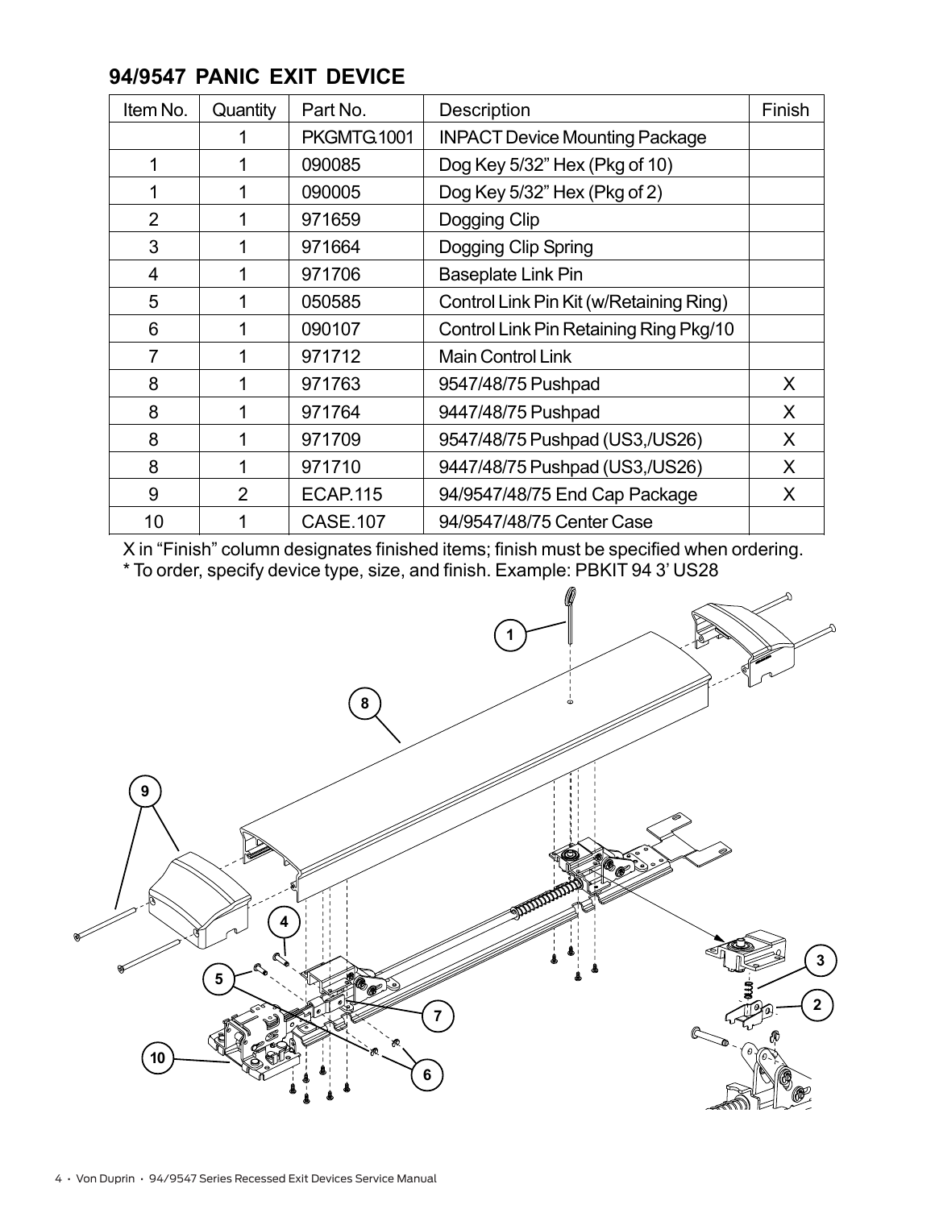## 94/9547 PANIC EXIT DEVICE

| Item No. | Quantity | Part No. | Description | Finish |
|---|---|---|---|---|
| | 1 | PKGMTG.1001 | INPACT Device Mounting Package | |
| 1 | 1 | 090085 | Dog Key 5/32" Hex (Pkg of 10) | |
| 1 | 1 | 090005 | Dog Key 5/32" Hex (Pkg of 2) | |
| 2 | 1 | 971659 | Dogging Clip | |
| 3 | 1 | 971664 | Dogging Clip Spring | |
| 4 | 1 | 971706 | Baseplate Link Pin | |
| 5 | 1 | 050585 | Control Link Pin Kit (w/Retaining Ring) | |
| 6 | 1 | 090107 | Control Link Pin Retaining Ring Pkg/10 | |
| 7 | 1 | 971712 | Main Control Link | |
| 8 | 1 | 971763 | 9547/48/75 Pushpad | X |
| 8 | 1 | 971764 | 9447/48/75 Pushpad | X |
| 8 | 1 | 971709 | 9547/48/75 Pushpad (US3,/US26) | X |
| 8 | 1 | 971710 | 9447/48/75 Pushpad (US3,/US26) | X |
| 9 | 2 | ECAP.115 | 94/9547/48/75 End Cap Package | X |
| 10 | 1 | CASE.107 | 94/9547/48/75 Center Case | |

X in "Finish" column designates finished items; finish must be specified when ordering.

* To order, specify device type, size, and finish. Example: PBKIT 94 3' US28

1

8

9

4

5

7

10

6

3

2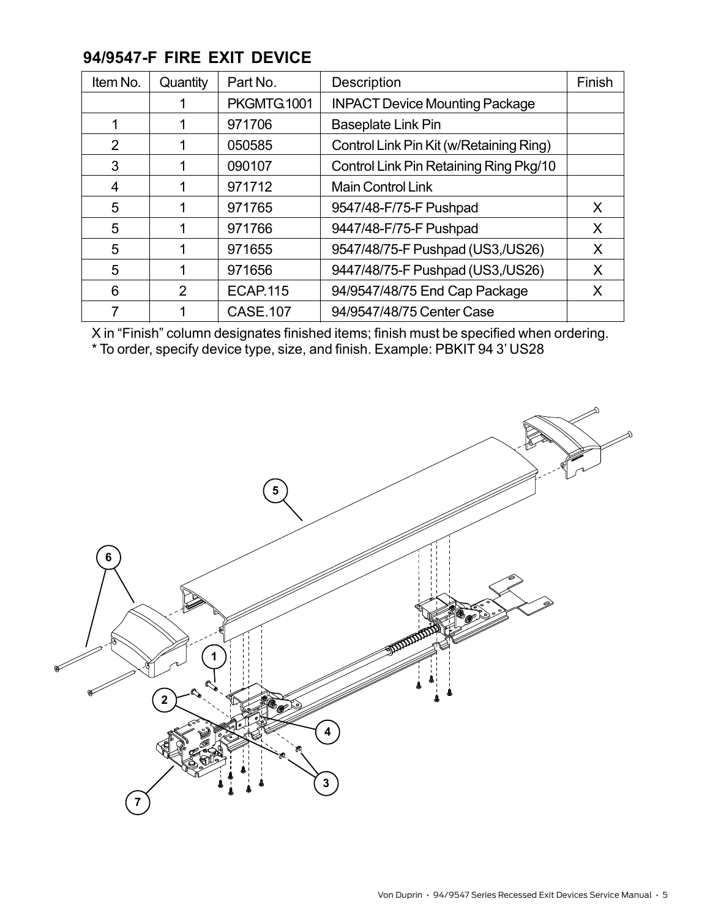## 94/9547-F FIRE EXIT DEVICE

| Item No. | Quantity | Part No. | Description | Finish |
|---|---|---|---|---|
| | 1 | PKGMTG.1001 | INPACT Device Mounting Package | |
| 1 | 1 | 971706 | Baseplate Link Pin | |
| 2 | 1 | 050585 | Control Link Pin Kit (w/Retaining Ring) | |
| 3 | 1 | 090107 | Control Link Pin Retaining Ring Pkg/10 | |
| 4 | 1 | 971712 | Main Control Link | |
| 5 | 1 | 971765 | 9547/48-F/75-F Pushpad | X |
| 5 | 1 | 971766 | 9447/48-F/75-F Pushpad | X |
| 5 | 1 | 971655 | 9547/48/75-F Pushpad (US3,/US26) | X |
| 5 | 1 | 971656 | 9447/48/75-F Pushpad (US3,/US26) | X |
| 6 | 2 | ECAP.115 | 94/9547/48/75 End Cap Package | X |
| 7 | 1 | CASE.107 | 94/9547/48/75 Center Case | |

X in "Finish" column designates finished items; finish must be specified when ordering.

* To order, specify device type, size, and finish. Example: PBKIT 94 3' US28

5

6

1

2

4

3

7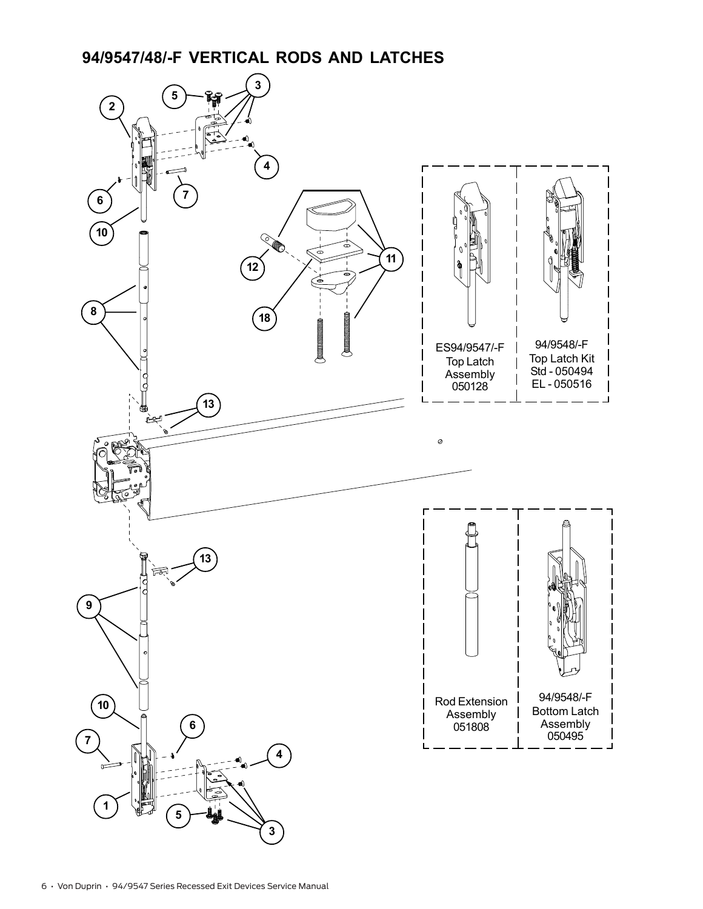## 94/9547/48/-F VERTICAL RODS AND LATCHES

ES94/9547/-F
Top Latch
Assembly
050128

94/9548/-F
Top Latch Kit
Std - 050494
EL - 050516

Rod Extension
Assembly
051808

94/9548/-F
Bottom Latch
Assembly
050495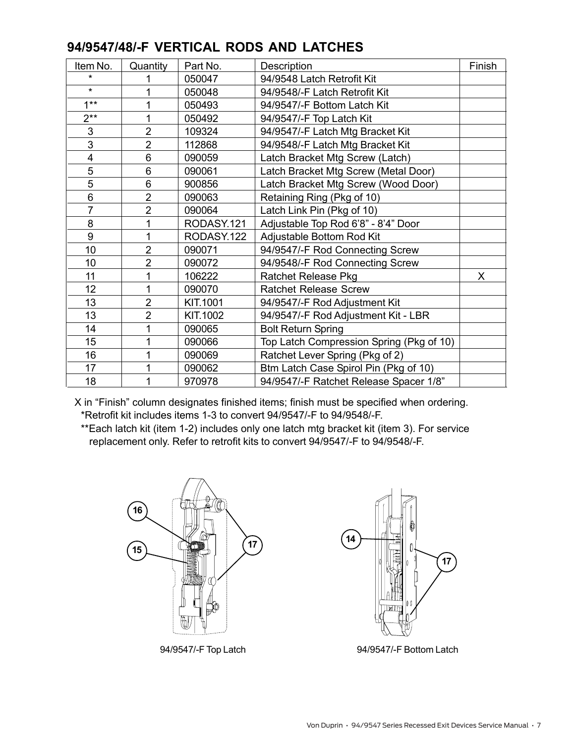## 94/9547/48/-F VERTICAL RODS AND LATCHES

| Item No. | Quantity | Part No. | Description | Finish |
|---|---|---|---|---|
| * | 1 | 050047 | 94/9548 Latch Retrofit Kit | |
| * | 1 | 050048 | 94/9548/-F Latch Retrofit Kit | |
| 1** | 1 | 050493 | 94/9547/-F Bottom Latch Kit | |
| 2** | 1 | 050492 | 94/9547/-F Top Latch Kit | |
| 3 | 2 | 109324 | 94/9547/-F Latch Mtg Bracket Kit | |
| 3 | 2 | 112868 | 94/9548/-F Latch Mtg Bracket Kit | |
| 4 | 6 | 090059 | Latch Bracket Mtg Screw (Latch) | |
| 5 | 6 | 090061 | Latch Bracket Mtg Screw (Metal Door) | |
| 5 | 6 | 900856 | Latch Bracket Mtg Screw (Wood Door) | |
| 6 | 2 | 090063 | Retaining Ring (Pkg of 10) | |
| 7 | 2 | 090064 | Latch Link Pin (Pkg of 10) | |
| 8 | 1 | RODASY.121 | Adjustable Top Rod 6'8" - 8'4" Door | |
| 9 | 1 | RODASY.122 | Adjustable Bottom Rod Kit | |
| 10 | 2 | 090071 | 94/9547/-F Rod Connecting Screw | |
| 10 | 2 | 090072 | 94/9548/-F Rod Connecting Screw | |
| 11 | 1 | 106222 | Ratchet Release Pkg | X |
| 12 | 1 | 090070 | Ratchet Release Screw | |
| 13 | 2 | KIT.1001 | 94/9547/-F Rod Adjustment Kit | |
| 13 | 2 | KIT.1002 | 94/9547/-F Rod Adjustment Kit - LBR | |
| 14 | 1 | 090065 | Bolt Return Spring | |
| 15 | 1 | 090066 | Top Latch Compression Spring (Pkg of 10) | |
| 16 | 1 | 090069 | Ratchet Lever Spring (Pkg of 2) | |
| 17 | 1 | 090062 | Btm Latch Case Spirol Pin (Pkg of 10) | |
| 18 | 1 | 970978 | 94/9547/-F Ratchet Release Spacer 1/8" | |

X in "Finish" column designates finished items; finish must be specified when ordering.
*Retrofit kit includes items 1-3 to convert 94/9547/-F to 94/9548/-F.
**Each latch kit (item 1-2) includes only one latch mtg bracket kit (item 3). For service replacement only. Refer to retrofit kits to convert 94/9547/-F to 94/9548/-F.

16
15
17

94/9547/-F Top Latch

14
17

94/9547/-F Bottom Latch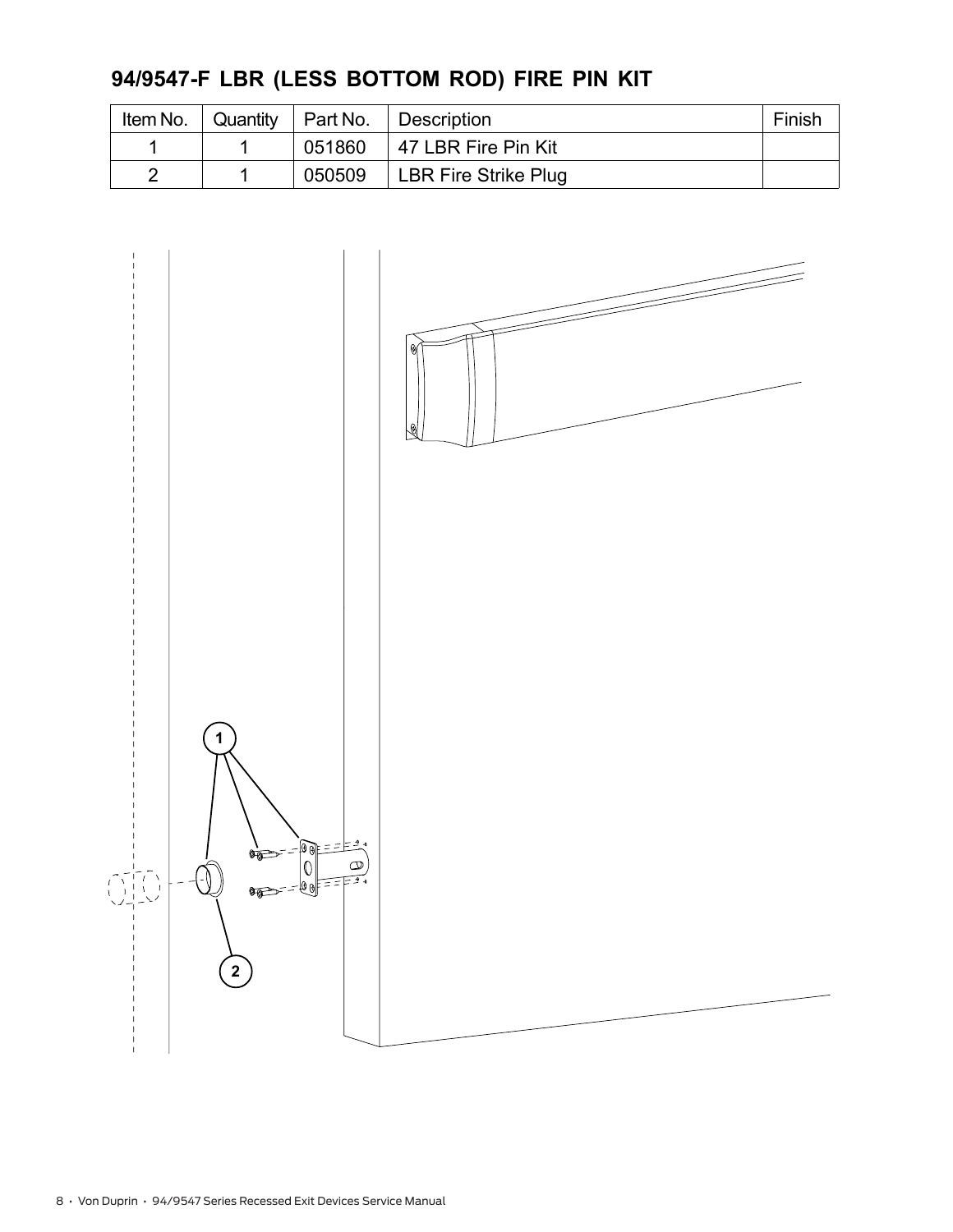## 94/9547-F LBR (LESS BOTTOM ROD) FIRE PIN KIT

| Item No. | Quantity | Part No. | Description | Finish |
|---|---|---|---|---|
| 1 | 1 | 051860 | 47 LBR Fire Pin Kit | |
| 2 | 1 | 050509 | LBR Fire Strike Plug | |

1

2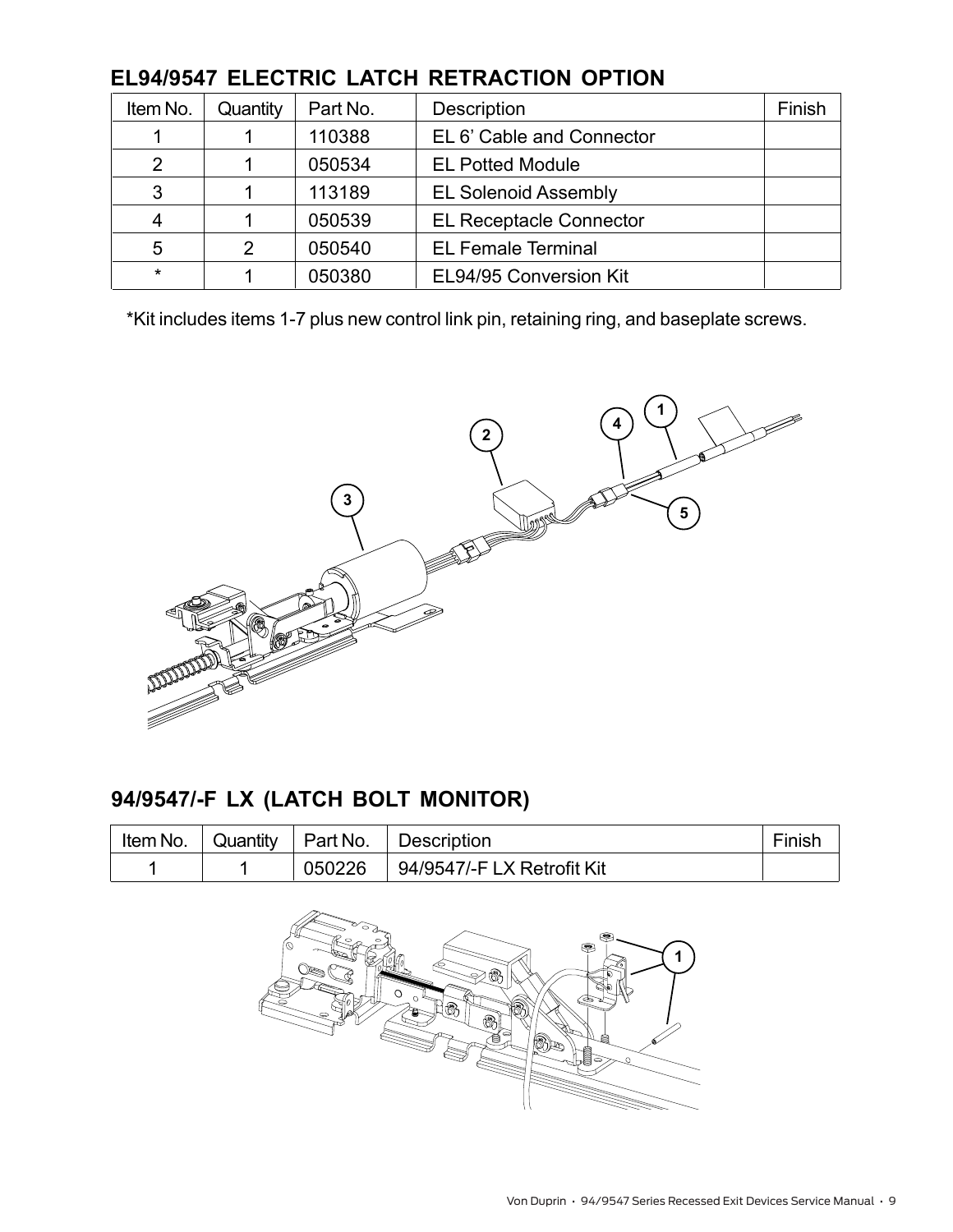## EL94/9547 ELECTRIC LATCH RETRACTION OPTION

| Item No. | Quantity | Part No. | Description | Finish |
|---|---|---|---|---|
| 1 | 1 | 110388 | EL 6' Cable and Connector | |
| 2 | 1 | 050534 | EL Potted Module | |
| 3 | 1 | 113189 | EL Solenoid Assembly | |
| 4 | 1 | 050539 | EL Receptacle Connector | |
| 5 | 2 | 050540 | EL Female Terminal | |
| * | 1 | 050380 | EL94/95 Conversion Kit | |

*Kit includes items 1-7 plus new control link pin, retaining ring, and baseplate screws.

1
2
3
4
5

## 94/9547/-F LX (LATCH BOLT MONITOR)

| Item No. | Quantity | Part No. | Description | Finish |
|---|---|---|---|---|
| 1 | 1 | 050226 | 94/9547/-F LX Retrofit Kit | |

1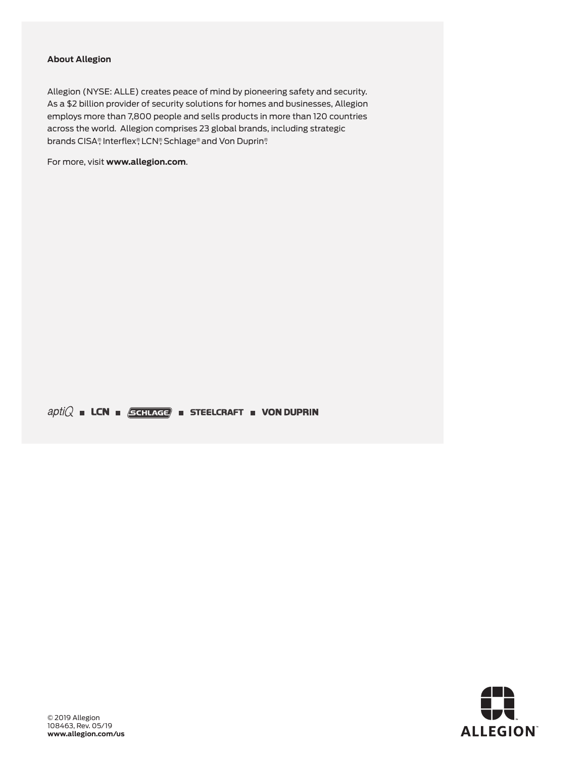**About Allegion**

Allegion (NYSE: ALLE) creates peace of mind by pioneering safety and security. As a $2 billion provider of security solutions for homes and businesses, Allegion employs more than 7,800 people and sells products in more than 120 countries across the world. Allegion comprises 23 global brands, including strategic brands CISA®, Interflex®, LCN®, Schlage® and Von Duprin®.

For more, visit **www.allegion.com**.

aptiQ ■ LCN ■ SCHLAGE ■ STEELCRAFT ■ VON DUPRIN

© 2019 Allegion
108463, Rev. 05/19
**www.allegion.com/us**

ALLEGION™